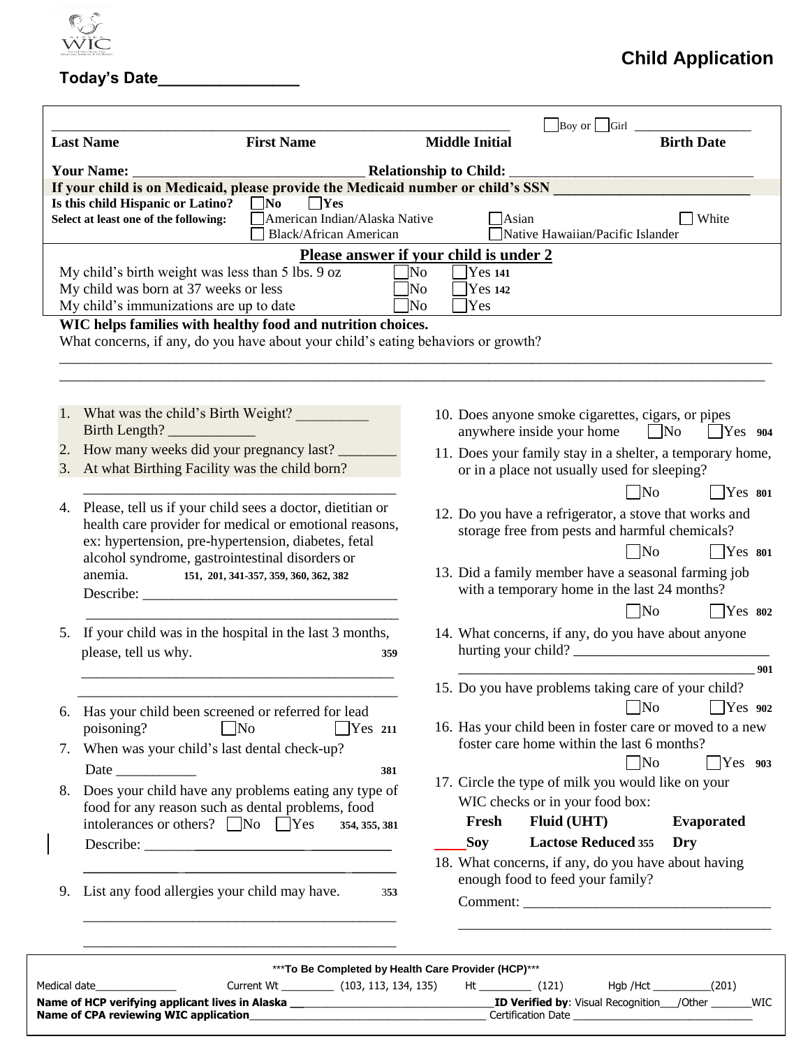WIC

# Child Application

**Today's Date**_______________

| | | | | |
|---|---|---|---|---|
| **Last Name** | **First Name** | **Middle Initial** | ☐Boy or ☐Girl | **Birth Date** |

**Your Name:** ____________________________ **Relationship to Child:** ______________________________

**If your child is on Medicaid, please provide the Medicaid number or child's SSN** _______________________

**Is this child Hispanic or Latino?** ☐**No** ☐**Yes**

**Select at least one of the following:** ☐American Indian/Alaska Native ☐Asian ☐White ☐Black/African American ☐Native Hawaiian/Pacific Islander

**Please answer if your child is under 2**

| | | |
|---|---|---|
| My child's birth weight was less than 5 lbs. 9 oz | ☐No | ☐Yes **141** |
| My child was born at 37 weeks or less | ☐No | ☐Yes **142** |
| My child's immunizations are up to date | ☐No | ☐Yes |

**WIC helps families with healthy food and nutrition choices.**

What concerns, if any, do you have about your child's eating behaviors or growth?

______________________________________________________________________________

______________________________________________________________________________

1. What was the child's Birth Weight? __________
   Birth Length? ____________
2. How many weeks did your pregnancy last? ________
3. At what Birthing Facility was the child born?
   ____________________________________________
4. Please, tell us if your child sees a doctor, dietitian or health care provider for medical or emotional reasons, ex: hypertension, pre-hypertension, diabetes, fetal alcohol syndrome, gastrointestinal disorders or anemia. **151, 201, 341-357, 359, 360, 362, 382**
   Describe: ___________________________________
   ____________________________________________
5. If your child was in the hospital in the last 3 months, please, tell us why. **359**
   ____________________________________________
   ____________________________________________
6. Has your child been screened or referred for lead poisoning? ☐No ☐Yes **211**
7. When was your child's last dental check-up?
   Date ___________ **381**
8. Does your child have any problems eating any type of food for any reason such as dental problems, food intolerances or others? ☐No ☐Yes **354, 355, 381**
   Describe: ___________________________________
   ____________________________________________
9. List any food allergies your child may have. **353**
   ____________________________________________
   ____________________________________________
10. Does anyone smoke cigarettes, cigars, or pipes anywhere inside your home ☐No ☐Yes **904**
11. Does your family stay in a shelter, a temporary home, or in a place not usually used for sleeping? ☐No ☐Yes **801**
12. Do you have a refrigerator, a stove that works and storage free from pests and harmful chemicals? ☐No ☐Yes **801**
13. Did a family member have a seasonal farming job with a temporary home in the last 24 months? ☐No ☐Yes **802**
14. What concerns, if any, do you have about anyone hurting your child? ___________________________
    _____________________________________________ **901**
15. Do you have problems taking care of your child? ☐No ☐Yes **902**
16. Has your child been in foster care or moved to a new foster care home within the last 6 months? ☐No ☐Yes **903**
17. Circle the type of milk you would like on your WIC checks or in your food box:
    **Fresh** **Fluid (UHT)** **Evaporated**
    ____**Soy** **Lactose Reduced 355** **Dry**
18. What concerns, if any, do you have about having enough food to feed your family?
    Comment: ___________________________________
    ____________________________________________

***To Be Completed by Health Care Provider (HCP)***

Medical date______________ Current Wt _________ (103, 113, 134, 135) Ht _________ (121) Hgb /Hct __________(201)

**Name of HCP verifying applicant lives in Alaska** ______________________ **ID Verified by**: Visual Recognition___/Other _______WIC

**Name of CPA reviewing WIC application**______________________ Certification Date ______________________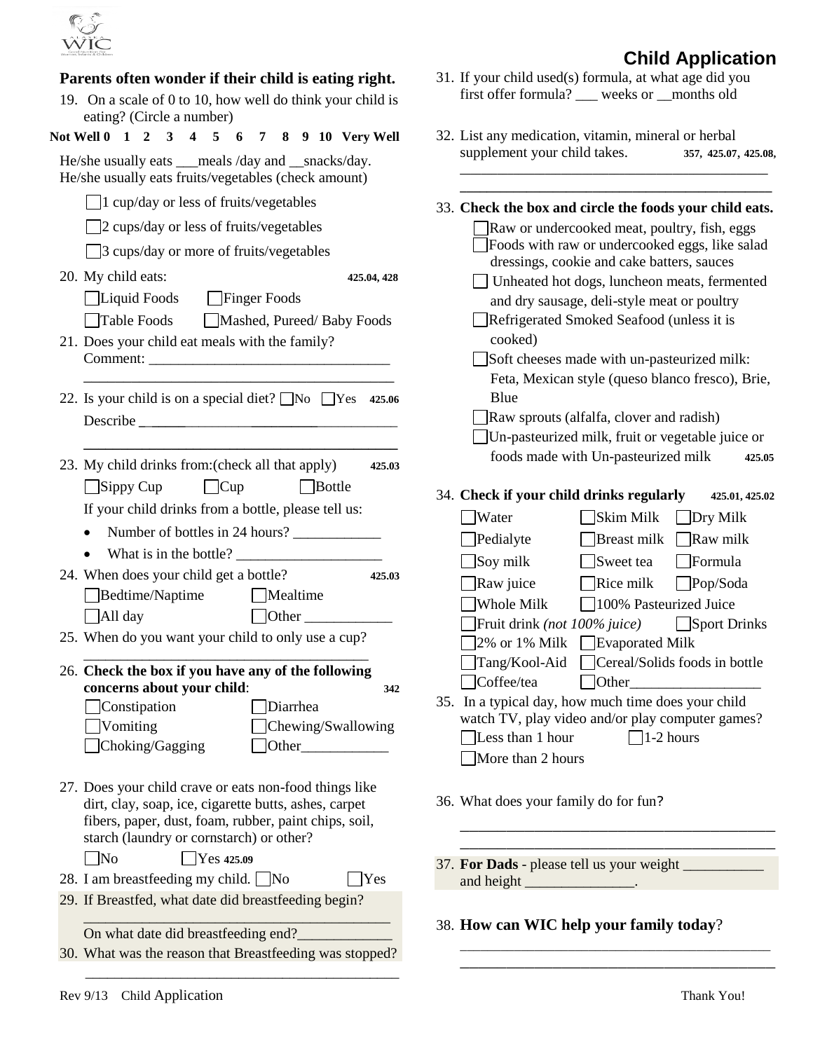# Child Application

**Parents often wonder if their child is eating right.**

19. On a scale of 0 to 10, how well do think your child is eating? (Circle a number)

**Not Well 0 1 2 3 4 5 6 7 8 9 10 Very Well**

He/she usually eats ___meals /day and __snacks/day.
He/she usually eats fruits/vegetables (check amount)

- ☐1 cup/day or less of fruits/vegetables
- ☐2 cups/day or less of fruits/vegetables
- ☐3 cups/day or more of fruits/vegetables

20. My child eats: **425.04, 428**

☐Liquid Foods ☐Finger Foods
☐Table Foods ☐Mashed, Pureed/ Baby Foods

21. Does your child eat meals with the family?
Comment: _________________________________
___________________________________________

22. Is your child is on a special diet? ☐No ☐Yes **425.06**
Describe _________________________________
___________________________________________

23. My child drinks from:(check all that apply) **425.03**

☐Sippy Cup ☐Cup ☐Bottle

If your child drinks from a bottle, please tell us:

- Number of bottles in 24 hours? ____________
- What is in the bottle? ____________________

24. When does your child get a bottle? **425.03**

☐Bedtime/Naptime ☐Mealtime
☐All day ☐Other ____________

25. When do you want your child to only use a cup?
_________________________________________

26. **Check the box if you have any of the following concerns about your child**: **342**

☐Constipation ☐Diarrhea
☐Vomiting ☐Chewing/Swallowing
☐Choking/Gagging ☐Other____________

27. Does your child crave or eats non-food things like dirt, clay, soap, ice, cigarette butts, ashes, carpet fibers, paper, dust, foam, rubber, paint chips, soil, starch (laundry or cornstarch) or other?

☐No ☐Yes **425.09**

28. I am breastfeeding my child. ☐No ☐Yes

29. If Breastfed, what date did breastfeeding begin?
___________________________________________
On what date did breastfeeding end?_____________

30. What was the reason that Breastfeeding was stopped?
___________________________________________

31. If your child used(s) formula, at what age did you first offer formula? ___ weeks or __months old

32. List any medication, vitamin, mineral or herbal supplement your child takes. **357, 425.07, 425.08,**
___________________________________________
___________________________________________

33. **Check the box and circle the foods your child eats.**

- ☐Raw or undercooked meat, poultry, fish, eggs
- ☐Foods with raw or undercooked eggs, like salad dressings, cookie and cake batters, sauces
- ☐ Unheated hot dogs, luncheon meats, fermented and dry sausage, deli-style meat or poultry
- ☐Refrigerated Smoked Seafood (unless it is cooked)
- ☐Soft cheeses made with un-pasteurized milk: Feta, Mexican style (queso blanco fresco), Brie, Blue
- ☐Raw sprouts (alfalfa, clover and radish)
- ☐Un-pasteurized milk, fruit or vegetable juice or foods made with Un-pasteurized milk **425.05**

34. **Check if your child drinks regularly** **425.01, 425.02**

☐Water ☐Skim Milk ☐Dry Milk
☐Pedialyte ☐Breast milk ☐Raw milk
☐Soy milk ☐Sweet tea ☐Formula
☐Raw juice ☐Rice milk ☐Pop/Soda
☐Whole Milk ☐100% Pasteurized Juice
☐Fruit drink *(not 100% juice)* ☐Sport Drinks
☐2% or 1% Milk ☐Evaporated Milk
☐Tang/Kool-Aid ☐Cereal/Solids foods in bottle
☐Coffee/tea ☐Other__________________

35. In a typical day, how much time does your child watch TV, play video and/or play computer games?

☐Less than 1 hour ☐1-2 hours
☐More than 2 hours

36. What does your family do for fun?
___________________________________________
___________________________________________

37. **For Dads** - please tell us your weight ___________ and height _______________.

38. **How can WIC help your family today**?
___________________________________________
___________________________________________

Rev 9/13 Child Application

Thank You!